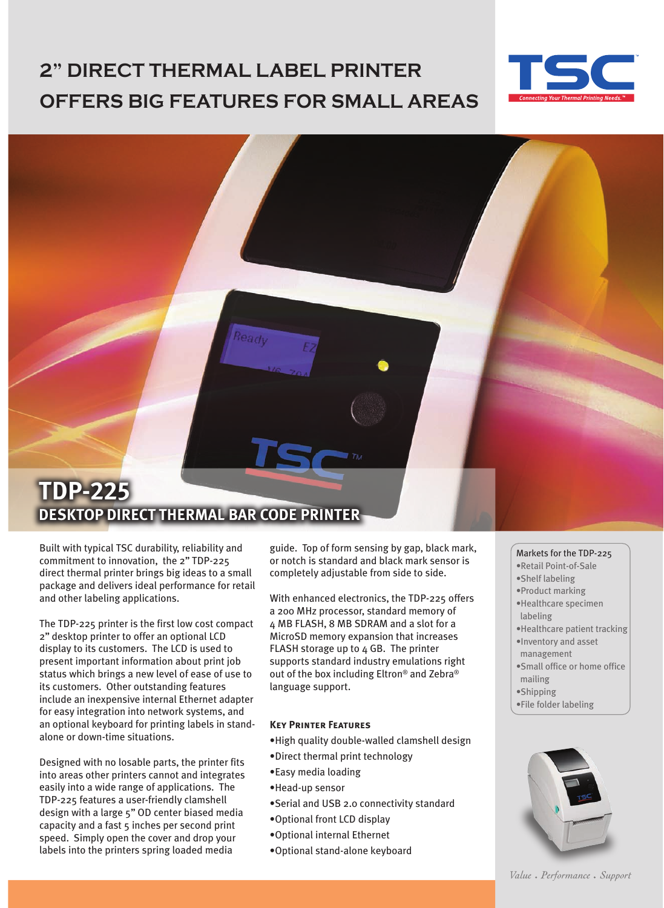# 2" DIRECT THERMAL LABEL PRINTER OFFERS BIG FEATURES FOR SMALL AREAS

TSC
Connecting Your Thermal Printing Needs.™

## TDP-225

## DESKTOP DIRECT THERMAL BAR CODE PRINTER

Built with typical TSC durability, reliability and commitment to innovation, the 2" TDP-225 direct thermal printer brings big ideas to a small package and delivers ideal performance for retail and other labeling applications.

The TDP-225 printer is the first low cost compact 2" desktop printer to offer an optional LCD display to its customers. The LCD is used to present important information about print job status which brings a new level of ease of use to its customers. Other outstanding features include an inexpensive internal Ethernet adapter for easy integration into network systems, and an optional keyboard for printing labels in stand-alone or down-time situations.

Designed with no losable parts, the printer fits into areas other printers cannot and integrates easily into a wide range of applications. The TDP-225 features a user-friendly clamshell design with a large 5" OD center biased media capacity and a fast 5 inches per second print speed. Simply open the cover and drop your labels into the printers spring loaded media guide. Top of form sensing by gap, black mark, or notch is standard and black mark sensor is completely adjustable from side to side.

With enhanced electronics, the TDP-225 offers a 200 MHz processor, standard memory of 4 MB FLASH, 8 MB SDRAM and a slot for a MicroSD memory expansion that increases FLASH storage up to 4 GB. The printer supports standard industry emulations right out of the box including Eltron® and Zebra® language support.

### Key Printer Features

- High quality double-walled clamshell design
- Direct thermal print technology
- Easy media loading
- Head-up sensor
- Serial and USB 2.0 connectivity standard
- Optional front LCD display
- Optional internal Ethernet
- Optional stand-alone keyboard

Markets for the TDP-225

- Retail Point-of-Sale
- Shelf labeling
- Product marking
- Healthcare specimen labeling
- Healthcare patient tracking
- Inventory and asset management
- Small office or home office mailing
- Shipping
- File folder labeling

*Value . Performance . Support*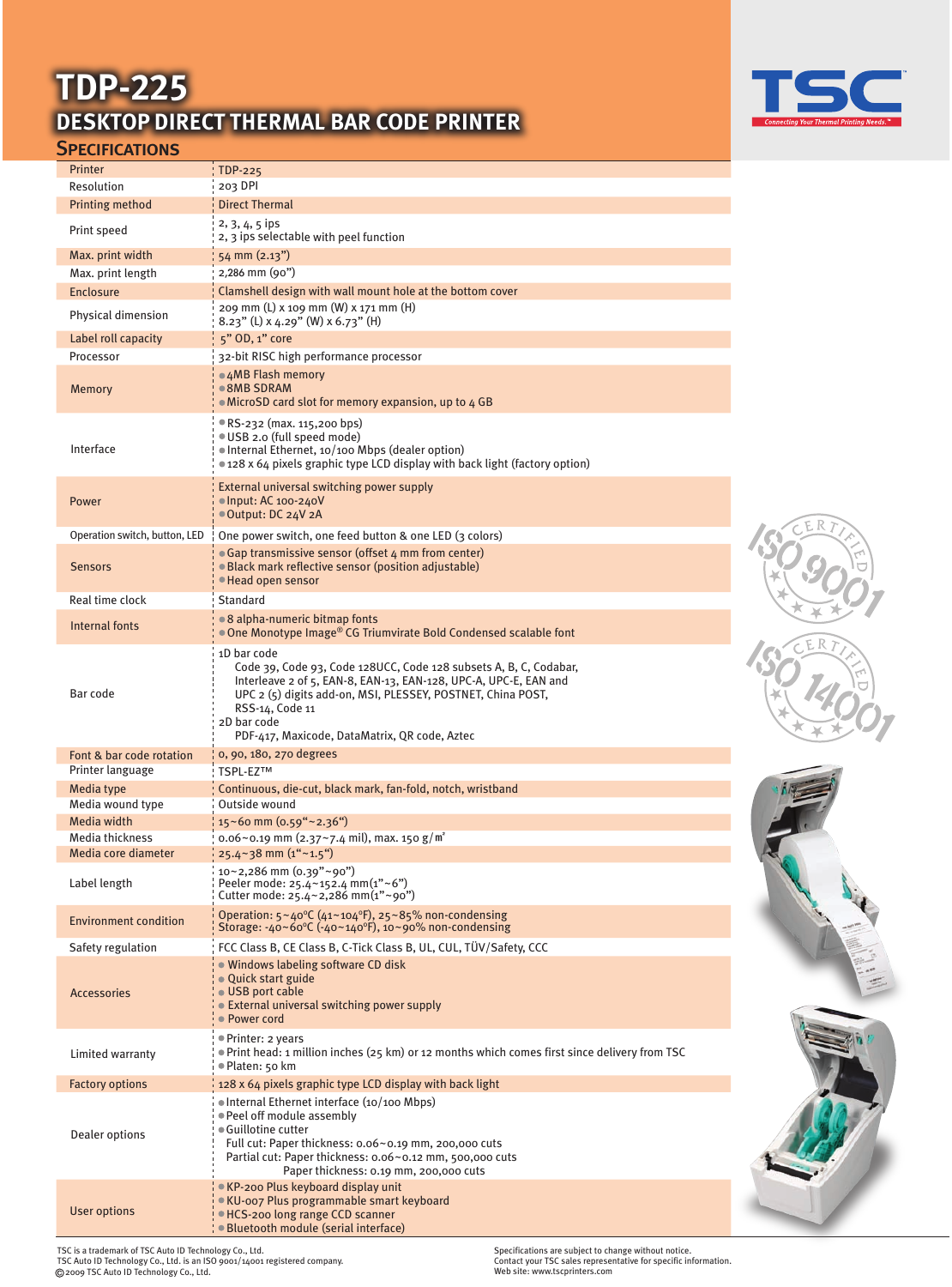# TDP-225

## DESKTOP DIRECT THERMAL BAR CODE PRINTER

### Specifications

| | |
|---|---|
| Printer | TDP-225 |
| Resolution | 203 DPI |
| Printing method | Direct Thermal |
| Print speed | 2, 3, 4, 5 ips<br>2, 3 ips selectable with peel function |
| Max. print width | 54 mm (2.13") |
| Max. print length | 2,286 mm (90") |
| Enclosure | Clamshell design with wall mount hole at the bottom cover |
| Physical dimension | 209 mm (L) x 109 mm (W) x 171 mm (H)<br>8.23" (L) x 4.29" (W) x 6.73" (H) |
| Label roll capacity | 5" OD, 1" core |
| Processor | 32-bit RISC high performance processor |
| Memory | ● 4MB Flash memory<br>● 8MB SDRAM<br>● MicroSD card slot for memory expansion, up to 4 GB |
| Interface | ● RS-232 (max. 115,200 bps)<br>● USB 2.0 (full speed mode)<br>● Internal Ethernet, 10/100 Mbps (dealer option)<br>● 128 x 64 pixels graphic type LCD display with back light (factory option) |
| Power | External universal switching power supply<br>● Input: AC 100-240V<br>● Output: DC 24V 2A |
| Operation switch, button, LED | One power switch, one feed button & one LED (3 colors) |
| Sensors | ● Gap transmissive sensor (offset 4 mm from center)<br>● Black mark reflective sensor (position adjustable)<br>● Head open sensor |
| Real time clock | Standard |
| Internal fonts | ● 8 alpha-numeric bitmap fonts<br>● One Monotype Image® CG Triumvirate Bold Condensed scalable font |
| Bar code | 1D bar code<br>Code 39, Code 93, Code 128UCC, Code 128 subsets A, B, C, Codabar, Interleave 2 of 5, EAN-8, EAN-13, EAN-128, UPC-A, UPC-E, EAN and UPC 2 (5) digits add-on, MSI, PLESSEY, POSTNET, China POST, RSS-14, Code 11<br>2D bar code<br>PDF-417, Maxicode, DataMatrix, QR code, Aztec |
| Font & bar code rotation | 0, 90, 180, 270 degrees |
| Printer language | TSPL-EZ™ |
| Media type | Continuous, die-cut, black mark, fan-fold, notch, wristband |
| Media wound type | Outside wound |
| Media width | 15~60 mm (0.59"~2.36") |
| Media thickness | 0.06~0.19 mm (2.37~7.4 mil), max. 150 g/㎡ |
| Media core diameter | 25.4~38 mm (1"~1.5") |
| Label length | 10~2,286 mm (0.39"~90")<br>Peeler mode: 25.4~152.4 mm(1"~6")<br>Cutter mode: 25.4~2,286 mm(1"~90") |
| Environment condition | Operation: 5~40°C (41~104°F), 25~85% non-condensing<br>Storage: -40~60°C (-40~140°F), 10~90% non-condensing |
| Safety regulation | FCC Class B, CE Class B, C-Tick Class B, UL, CUL, TÜV/Safety, CCC |
| Accessories | ● Windows labeling software CD disk<br>● Quick start guide<br>● USB port cable<br>● External universal switching power supply<br>● Power cord |
| Limited warranty | ● Printer: 2 years<br>● Print head: 1 million inches (25 km) or 12 months which comes first since delivery from TSC<br>● Platen: 50 km |
| Factory options | 128 x 64 pixels graphic type LCD display with back light |
| Dealer options | ● Internal Ethernet interface (10/100 Mbps)<br>● Peel off module assembly<br>● Guillotine cutter<br>Full cut: Paper thickness: 0.06~0.19 mm, 200,000 cuts<br>Partial cut: Paper thickness: 0.06~0.12 mm, 500,000 cuts<br>Paper thickness: 0.19 mm, 200,000 cuts |
| User options | ● KP-200 Plus keyboard display unit<br>● KU-007 Plus programmable smart keyboard<br>● HCS-200 long range CCD scanner<br>● Bluetooth module (serial interface) |

TSC is a trademark of TSC Auto ID Technology Co., Ltd.
TSC Auto ID Technology Co., Ltd. is an ISO 9001/14001 registered company.
©2009 TSC Auto ID Technology Co., Ltd.

Specifications are subject to change without notice.
Contact your TSC sales representative for specific information.
Web site: www.tscprinters.com